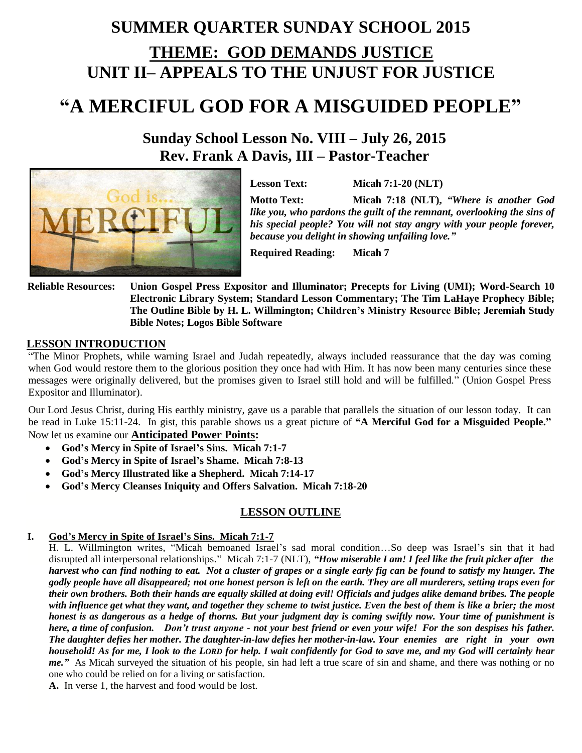# SUMMER QUARTER SUNDAY SCHOOL 2015

## THEME: GOD DEMANDS JUSTICE

## UNIT II– APPEALS TO THE UNJUST FOR JUSTICE

# "A MERCIFUL GOD FOR A MISGUIDED PEOPLE"

### Sunday School Lesson No. VIII – July 26, 2015
### Rev. Frank A Davis, III – Pastor-Teacher

**Lesson Text:** **Micah 7:1-20 (NLT)**

**Motto Text:** **Micah 7:18 (NLT),** ***"Where is another God like you, who pardons the guilt of the remnant, overlooking the sins of his special people? You will not stay angry with your people forever, because you delight in showing unfailing love."***

**Required Reading:** **Micah 7**

**Reliable Resources:** **Union Gospel Press Expositor and Illuminator; Precepts for Living (UMI); Word-Search 10 Electronic Library System; Standard Lesson Commentary; The Tim LaHaye Prophecy Bible; The Outline Bible by H. L. Willmington; Children's Ministry Resource Bible; Jeremiah Study Bible Notes; Logos Bible Software**

## LESSON INTRODUCTION

"The Minor Prophets, while warning Israel and Judah repeatedly, always included reassurance that the day was coming when God would restore them to the glorious position they once had with Him. It has now been many centuries since these messages were originally delivered, but the promises given to Israel still hold and will be fulfilled." (Union Gospel Press Expositor and Illuminator).

Our Lord Jesus Christ, during His earthly ministry, gave us a parable that parallels the situation of our lesson today. It can be read in Luke 15:11-24. In gist, this parable shows us a great picture of **"A Merciful God for a Misguided People."** Now let us examine our **Anticipated Power Points:**

- **God's Mercy in Spite of Israel's Sins. Micah 7:1-7**
- **God's Mercy in Spite of Israel's Shame. Micah 7:8-13**
- **God's Mercy Illustrated like a Shepherd. Micah 7:14-17**
- **God's Mercy Cleanses Iniquity and Offers Salvation. Micah 7:18-20**

## LESSON OUTLINE

**I. God's Mercy in Spite of Israel's Sins. Micah 7:1-7**

H. L. Willmington writes, "Micah bemoaned Israel's sad moral condition…So deep was Israel's sin that it had disrupted all interpersonal relationships." Micah 7:1-7 (NLT), ***"How miserable I am! I feel like the fruit picker after the harvest who can find nothing to eat. Not a cluster of grapes or a single early fig can be found to satisfy my hunger. The godly people have all disappeared; not one honest person is left on the earth. They are all murderers, setting traps even for their own brothers. Both their hands are equally skilled at doing evil! Officials and judges alike demand bribes. The people with influence get what they want, and together they scheme to twist justice. Even the best of them is like a brier; the most honest is as dangerous as a hedge of thorns. But your judgment day is coming swiftly now. Your time of punishment is here, a time of confusion. Don't trust anyone - not your best friend or even your wife! For the son despises his father. The daughter defies her mother. The daughter-in-law defies her mother-in-law. Your enemies are right in your own household! As for me, I look to the LORD for help. I wait confidently for God to save me, and my God will certainly hear me."*** As Micah surveyed the situation of his people, sin had left a true scare of sin and shame, and there was nothing or no one who could be relied on for a living or satisfaction.

**A.** In verse 1, the harvest and food would be lost.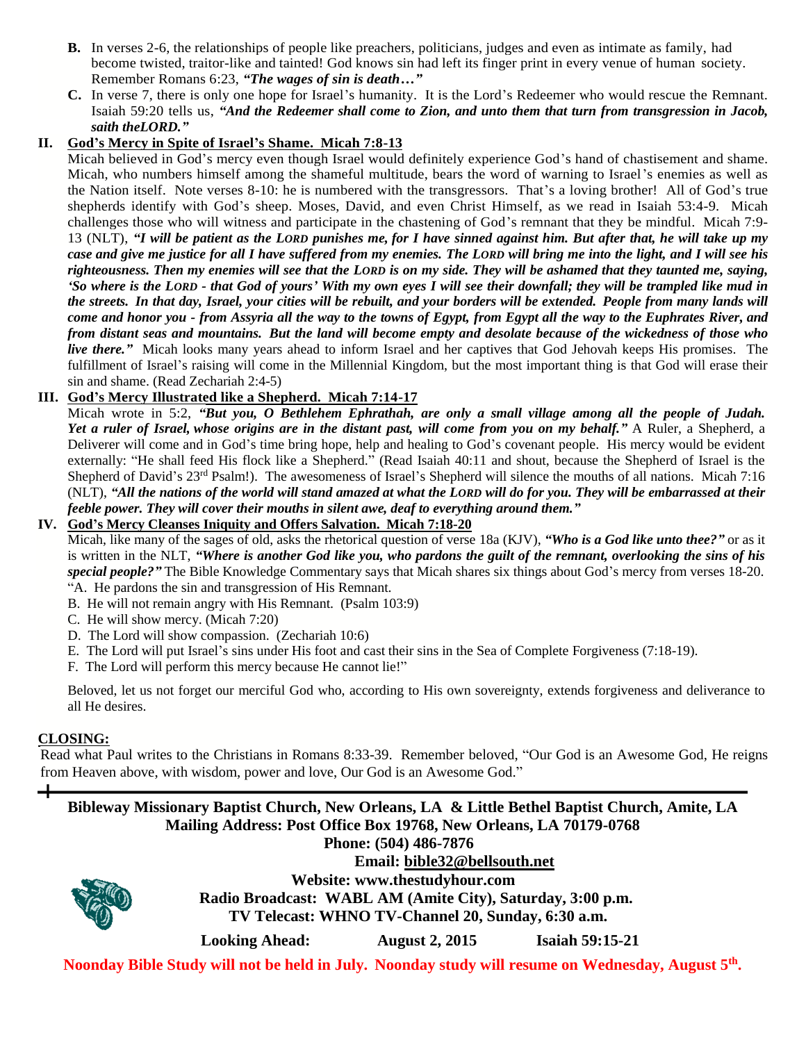B. In verses 2-6, the relationships of people like preachers, politicians, judges and even as intimate as family, had become twisted, traitor-like and tainted! God knows sin had left its finger print in every venue of human society. Remember Romans 6:23, ***"The wages of sin is death…"***

C. In verse 7, there is only one hope for Israel's humanity. It is the Lord's Redeemer who would rescue the Remnant. Isaiah 59:20 tells us, ***"And the Redeemer shall come to Zion, and unto them that turn from transgression in Jacob, saith theLORD."***

## II. God's Mercy in Spite of Israel's Shame. Micah 7:8-13

Micah believed in God's mercy even though Israel would definitely experience God's hand of chastisement and shame. Micah, who numbers himself among the shameful multitude, bears the word of warning to Israel's enemies as well as the Nation itself. Note verses 8-10: he is numbered with the transgressors. That's a loving brother! All of God's true shepherds identify with God's sheep. Moses, David, and even Christ Himself, as we read in Isaiah 53:4-9. Micah challenges those who will witness and participate in the chastening of God's remnant that they be mindful. Micah 7:9-13 (NLT), ***"I will be patient as the LORD punishes me, for I have sinned against him. But after that, he will take up my case and give me justice for all I have suffered from my enemies. The LORD will bring me into the light, and I will see his righteousness. Then my enemies will see that the LORD is on my side. They will be ashamed that they taunted me, saying, 'So where is the LORD - that God of yours' With my own eyes I will see their downfall; they will be trampled like mud in the streets. In that day, Israel, your cities will be rebuilt, and your borders will be extended. People from many lands will come and honor you - from Assyria all the way to the towns of Egypt, from Egypt all the way to the Euphrates River, and from distant seas and mountains. But the land will become empty and desolate because of the wickedness of those who live there."*** Micah looks many years ahead to inform Israel and her captives that God Jehovah keeps His promises. The fulfillment of Israel's raising will come in the Millennial Kingdom, but the most important thing is that God will erase their sin and shame. (Read Zechariah 2:4-5)

## III. God's Mercy Illustrated like a Shepherd. Micah 7:14-17

Micah wrote in 5:2, ***"But you, O Bethlehem Ephrathah, are only a small village among all the people of Judah. Yet a ruler of Israel, whose origins are in the distant past, will come from you on my behalf."*** A Ruler, a Shepherd, a Deliverer will come and in God's time bring hope, help and healing to God's covenant people. His mercy would be evident externally: "He shall feed His flock like a Shepherd." (Read Isaiah 40:11 and shout, because the Shepherd of Israel is the Shepherd of David's 23rd Psalm!). The awesomeness of Israel's Shepherd will silence the mouths of all nations. Micah 7:16 (NLT), ***"All the nations of the world will stand amazed at what the LORD will do for you. They will be embarrassed at their feeble power. They will cover their mouths in silent awe, deaf to everything around them."***

## IV. God's Mercy Cleanses Iniquity and Offers Salvation. Micah 7:18-20

Micah, like many of the sages of old, asks the rhetorical question of verse 18a (KJV), ***"Who is a God like unto thee?"*** or as it is written in the NLT, ***"Where is another God like you, who pardons the guilt of the remnant, overlooking the sins of his special people?"*** The Bible Knowledge Commentary says that Micah shares six things about God's mercy from verses 18-20.

"A. He pardons the sin and transgression of His Remnant.
B. He will not remain angry with His Remnant. (Psalm 103:9)
C. He will show mercy. (Micah 7:20)
D. The Lord will show compassion. (Zechariah 10:6)
E. The Lord will put Israel's sins under His foot and cast their sins in the Sea of Complete Forgiveness (7:18-19).
F. The Lord will perform this mercy because He cannot lie!"

Beloved, let us not forget our merciful God who, according to His own sovereignty, extends forgiveness and deliverance to all He desires.

## CLOSING:

Read what Paul writes to the Christians in Romans 8:33-39. Remember beloved, "Our God is an Awesome God, He reigns from Heaven above, with wisdom, power and love, Our God is an Awesome God."

---

**Bibleway Missionary Baptist Church, New Orleans, LA & Little Bethel Baptist Church, Amite, LA**
**Mailing Address: Post Office Box 19768, New Orleans, LA 70179-0768**
**Phone: (504) 486-7876**
**Email: bible32@bellsouth.net**
**Website: www.thestudyhour.com**
**Radio Broadcast: WABL AM (Amite City), Saturday, 3:00 p.m.**
**TV Telecast: WHNO TV-Channel 20, Sunday, 6:30 a.m.**

**Looking Ahead: August 2, 2015 Isaiah 59:15-21**

**Noonday Bible Study will not be held in July. Noonday study will resume on Wednesday, August 5th.**